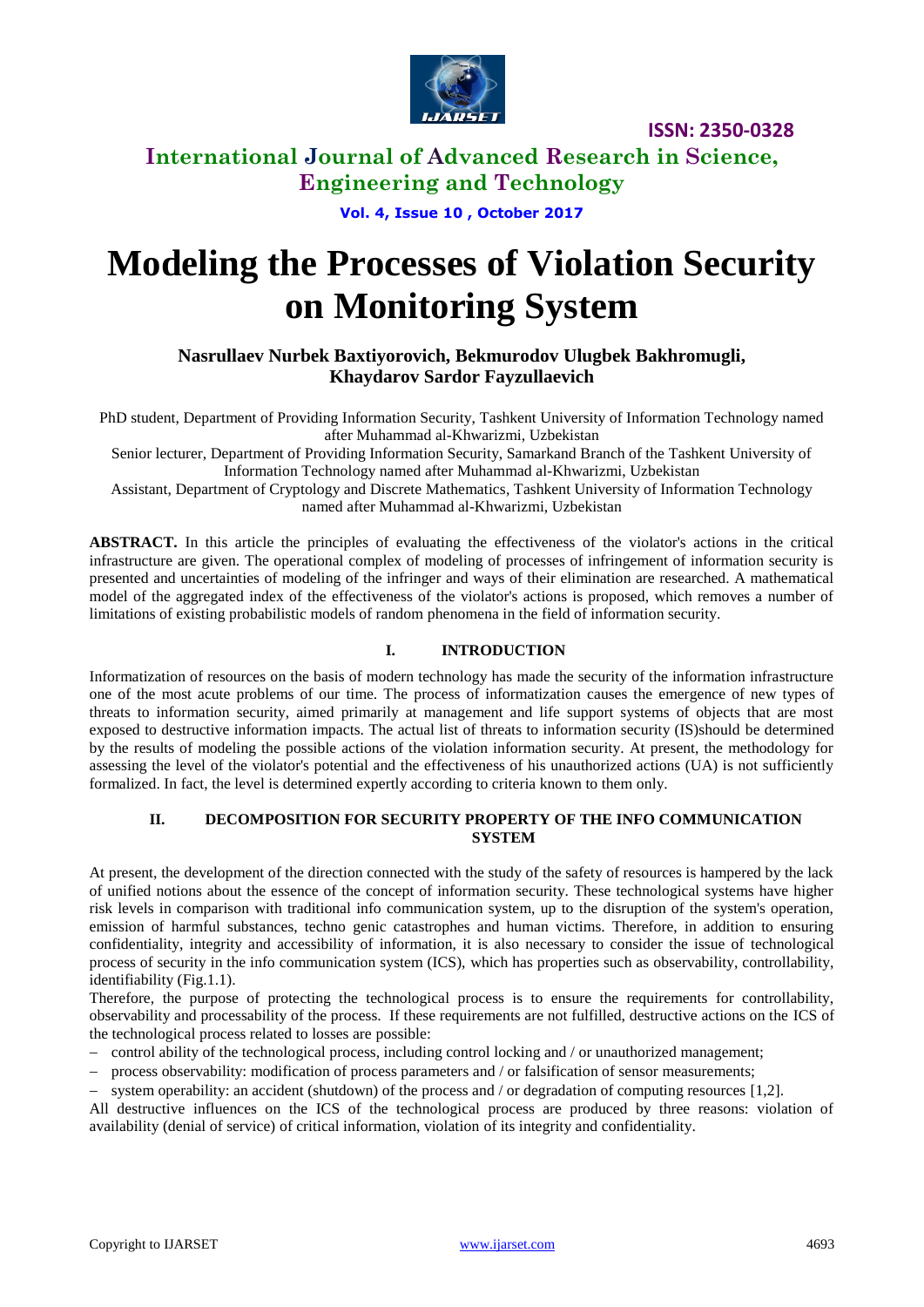# Modeling the Processes of Violation Security on Monitoring System

**Nasrullaev Nurbek Baxtiyorovich, Bekmurodov Ulugbek Bakhromugli, Khaydarov Sardor Fayzullaevich**

PhD student, Department of Providing Information Security, Tashkent University of Information Technology named after Muhammad al-Khwarizmi, Uzbekistan

Senior lecturer, Department of Providing Information Security, Samarkand Branch of the Tashkent University of Information Technology named after Muhammad al-Khwarizmi, Uzbekistan

Assistant, Department of Cryptology and Discrete Mathematics, Tashkent University of Information Technology named after Muhammad al-Khwarizmi, Uzbekistan

**ABSTRACT.** In this article the principles of evaluating the effectiveness of the violator's actions in the critical infrastructure are given. The operational complex of modeling of processes of infringement of information security is presented and uncertainties of modeling of the infringer and ways of their elimination are researched. A mathematical model of the aggregated index of the effectiveness of the violator's actions is proposed, which removes a number of limitations of existing probabilistic models of random phenomena in the field of information security.

## I. INTRODUCTION

Informatization of resources on the basis of modern technology has made the security of the information infrastructure one of the most acute problems of our time. The process of informatization causes the emergence of new types of threats to information security, aimed primarily at management and life support systems of objects that are most exposed to destructive information impacts. The actual list of threats to information security (IS)should be determined by the results of modeling the possible actions of the violation information security. At present, the methodology for assessing the level of the violator's potential and the effectiveness of his unauthorized actions (UA) is not sufficiently formalized. In fact, the level is determined expertly according to criteria known to them only.

## II. DECOMPOSITION FOR SECURITY PROPERTY OF THE INFO COMMUNICATION SYSTEM

At present, the development of the direction connected with the study of the safety of resources is hampered by the lack of unified notions about the essence of the concept of information security. These technological systems have higher risk levels in comparison with traditional info communication system, up to the disruption of the system's operation, emission of harmful substances, techno genic catastrophes and human victims. Therefore, in addition to ensuring confidentiality, integrity and accessibility of information, it is also necessary to consider the issue of technological process of security in the info communication system (ICS), which has properties such as observability, controllability, identifiability (Fig.1.1).

Therefore, the purpose of protecting the technological process is to ensure the requirements for controllability, observability and processability of the process. If these requirements are not fulfilled, destructive actions on the ICS of the technological process related to losses are possible:

- control ability of the technological process, including control locking and / or unauthorized management;
- process observability: modification of process parameters and / or falsification of sensor measurements;
- system operability: an accident (shutdown) of the process and / or degradation of computing resources [1,2].

All destructive influences on the ICS of the technological process are produced by three reasons: violation of availability (denial of service) of critical information, violation of its integrity and confidentiality.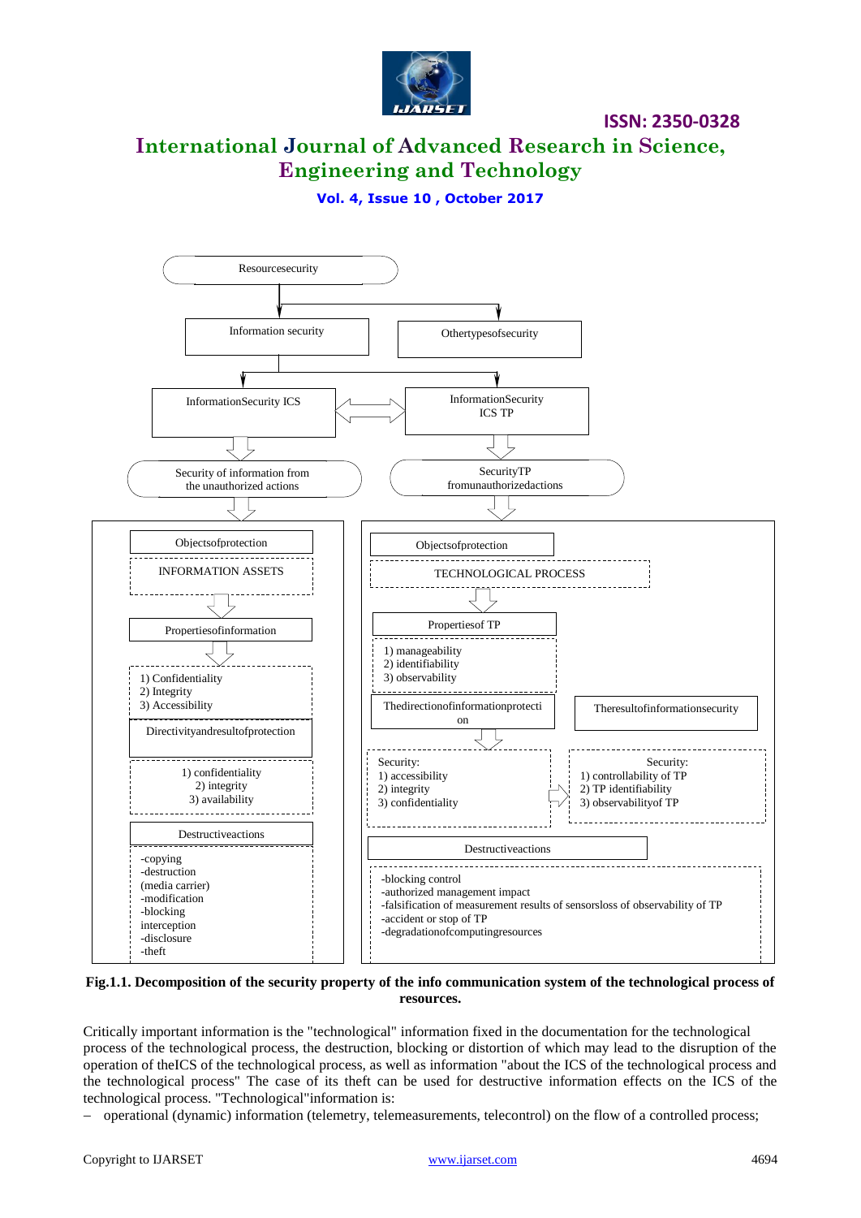Resourcesecurity

Information security

Othertypesofsecurity

InformationSecurity ICS

InformationSecurity ICS TP

Security of information from the unauthorized actions

SecurityTP fromunauthorizedactions

Objectsofprotection

INFORMATION ASSETS

Propertiesofinformation

1) Confidentiality
2) Integrity
3) Accessibility

Directivityandresultofprotection

1) confidentiality
2) integrity
3) availability

Destructiveactions

-copying
-destruction (media carrier)
-modification
-blocking interception
-disclosure
-theft

Objectsofprotection

TECHNOLOGICAL PROCESS

Propertiesof TP

1) manageability
2) identifiability
3) observability

Thedirectionofinformationprotection

Theresultofinformationsecurity

Security:
1) accessibility
2) integrity
3) confidentiality

Security:
1) controllability of TP
2) TP identifiability
3) observabilityof TP

Destructiveactions

-blocking control
-authorized management impact
-falsification of measurement results of sensorsloss of observability of TP
-accident or stop of TP
-degradationofcomputingresources

**Fig.1.1. Decomposition of the security property of the info communication system of the technological process of resources.**

Critically important information is the "technological" information fixed in the documentation for the technological process of the technological process, the destruction, blocking or distortion of which may lead to the disruption of the operation of theICS of the technological process, as well as information "about the ICS of the technological process and the technological process" The case of its theft can be used for destructive information effects on the ICS of the technological process. "Technological"information is:

– operational (dynamic) information (telemetry, telemeasurements, telecontrol) on the flow of a controlled process;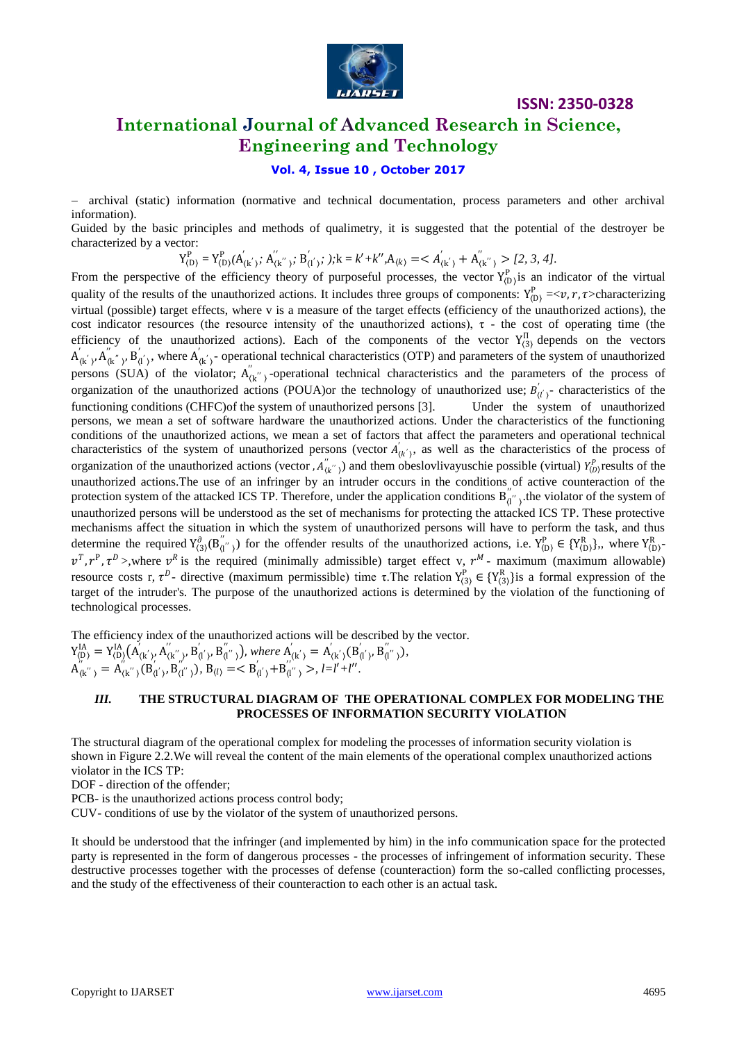– archival (static) information (normative and technical documentation, process parameters and other archival information).

Guided by the basic principles and methods of qualimetry, it is suggested that the potential of the destroyer be characterized by a vector:

$$Y^{P}_{\langle D\rangle} = Y^{P}_{\langle D\rangle}(A^{'}_{\langle k'\rangle};\, A^{''}_{\langle k''\rangle};\, B^{'}_{\langle l'\rangle};\,);\, k = k'+k'', A_{\langle k\rangle} = < A^{'}_{\langle k'\rangle} + A^{''}_{\langle k''\rangle} > [2, 3, 4].$$

From the perspective of the efficiency theory of purposeful processes, the vector $Y^{P}_{\langle D\rangle}$ is an indicator of the virtual quality of the results of the unauthorized actions. It includes three groups of components: $Y^{P}_{\langle D\rangle} = <v, r, \tau>$ characterizing virtual (possible) target effects, where v is a measure of the target effects (efficiency of the unauthorized actions), the cost indicator resources (the resource intensity of the unauthorized actions), τ - the cost of operating time (the efficiency of the unauthorized actions). Each of the components of the vector $Y^{\Pi}_{\langle 3\rangle}$ depends on the vectors $A^{'}_{\langle k'\rangle}, A^{''}_{\langle k''\rangle}, B^{'}_{\langle l'\rangle}$, where $A^{'}_{\langle k'\rangle}$ - operational technical characteristics (OTP) and parameters of the system of unauthorized persons (SUA) of the violator; $A^{''}_{\langle k''\rangle}$ -operational technical characteristics and the parameters of the process of organization of the unauthorized actions (POUA)or the technology of unauthorized use; $B^{'}_{\langle l'\rangle}$- characteristics of the functioning conditions (CHFC)of the system of unauthorized persons [3]. Under the system of unauthorized persons, we mean a set of software hardware the unauthorized actions. Under the characteristics of the functioning conditions of the unauthorized actions, we mean a set of factors that affect the parameters and operational technical characteristics of the system of unauthorized persons (vector $A^{'}_{\langle k'\rangle}$, as well as the characteristics of the process of organization of the unauthorized actions (vector , $A^{''}_{\langle k''\rangle}$) and them obeslovlivayuschie possible (virtual) $Y^{P}_{\langle D\rangle}$results of the unauthorized actions.The use of an infringer by an intruder occurs in the conditions of active counteraction of the protection system of the attacked ICS TP. Therefore, under the application conditions $B^{''}_{\langle l''\rangle}$.the violator of the system of unauthorized persons will be understood as the set of mechanisms for protecting the attacked ICS TP. These protective mechanisms affect the situation in which the system of unauthorized persons will have to perform the task, and thus determine the required $Y^{\partial}_{\langle 3\rangle}(B^{''}_{\langle l''\rangle})$ for the offender results of the unauthorized actions, i.e. $Y^{P}_{\langle D\rangle} \in \{Y^{R}_{\langle D\rangle}\}$,, where $Y^{R}_{\langle D\rangle}$- $v^{T}, r^{P}, \tau^{D}>$,where $v^{R}$ is the required (minimally admissible) target effect v, $r^{M}$ - maximum (maximum allowable) resource costs r, $\tau^{D}$- directive (maximum permissible) time τ.The relation $Y^{P}_{\langle 3\rangle} \in \{Y^{R}_{\langle 3\rangle}\}$is a formal expression of the target of the intruder's. The purpose of the unauthorized actions is determined by the violation of the functioning of technological processes.

The efficiency index of the unauthorized actions will be described by the vector.

$$Y^{IA}_{\langle D\rangle} = Y^{IA}_{\langle D\rangle}\left(A^{'}_{\langle k'\rangle}, A^{''}_{\langle k''\rangle}, B^{'}_{\langle l'\rangle}, B^{''}_{\langle l''\rangle}\right), \textit{ where } A^{'}_{\langle k'\rangle} = A^{'}_{\langle k'\rangle}(B^{'}_{\langle l'\rangle}, B^{''}_{\langle l''\rangle}),$$

$$A^{''}_{\langle k''\rangle} = A^{''}_{\langle k''\rangle}(B^{'}_{\langle l'\rangle}, B^{''}_{\langle l''\rangle}),\ B_{\langle l\rangle} = < B^{'}_{\langle l'\rangle} + B^{''}_{\langle l''\rangle} >,\ l = l'+l''.$$

### *III.* THE STRUCTURAL DIAGRAM OF THE OPERATIONAL COMPLEX FOR MODELING THE PROCESSES OF INFORMATION SECURITY VIOLATION

The structural diagram of the operational complex for modeling the processes of information security violation is shown in Figure 2.2.We will reveal the content of the main elements of the operational complex unauthorized actions violator in the ICS TP:

DOF - direction of the offender;

PCB- is the unauthorized actions process control body;

CUV- conditions of use by the violator of the system of unauthorized persons.

It should be understood that the infringer (and implemented by him) in the info communication space for the protected party is represented in the form of dangerous processes - the processes of infringement of information security. These destructive processes together with the processes of defense (counteraction) form the so-called conflicting processes, and the study of the effectiveness of their counteraction to each other is an actual task.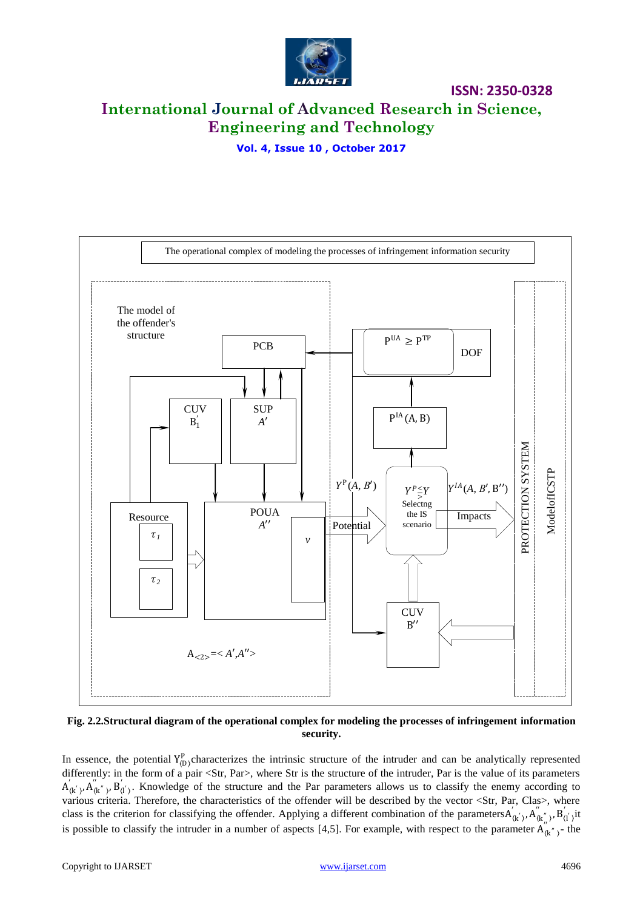The operational complex of modeling the processes of infringement information security

**Fig. 2.2.Structural diagram of the operational complex for modeling the processes of infringement information security.**

In essence, the potential $Y^{P}_{\langle D \rangle}$characterizes the intrinsic structure of the intruder and can be analytically represented differently: in the form of a pair <Str, Par>, where Str is the structure of the intruder, Par is the value of its parameters $A'_{\langle k' \rangle}, A''_{\langle k'' \rangle}, B'_{\langle l' \rangle}$. Knowledge of the structure and the Par parameters allows us to classify the enemy according to various criteria. Therefore, the characteristics of the offender will be described by the vector <Str, Par, Clas>, where class is the criterion for classifying the offender. Applying a different combination of the parameters$A'_{\langle k' \rangle}, A''_{\langle k''_{\,''} \rangle}, B'_{\langle l' \rangle}$it is possible to classify the intruder in a number of aspects [4,5]. For example, with respect to the parameter $A_{\langle k'' \rangle}$- the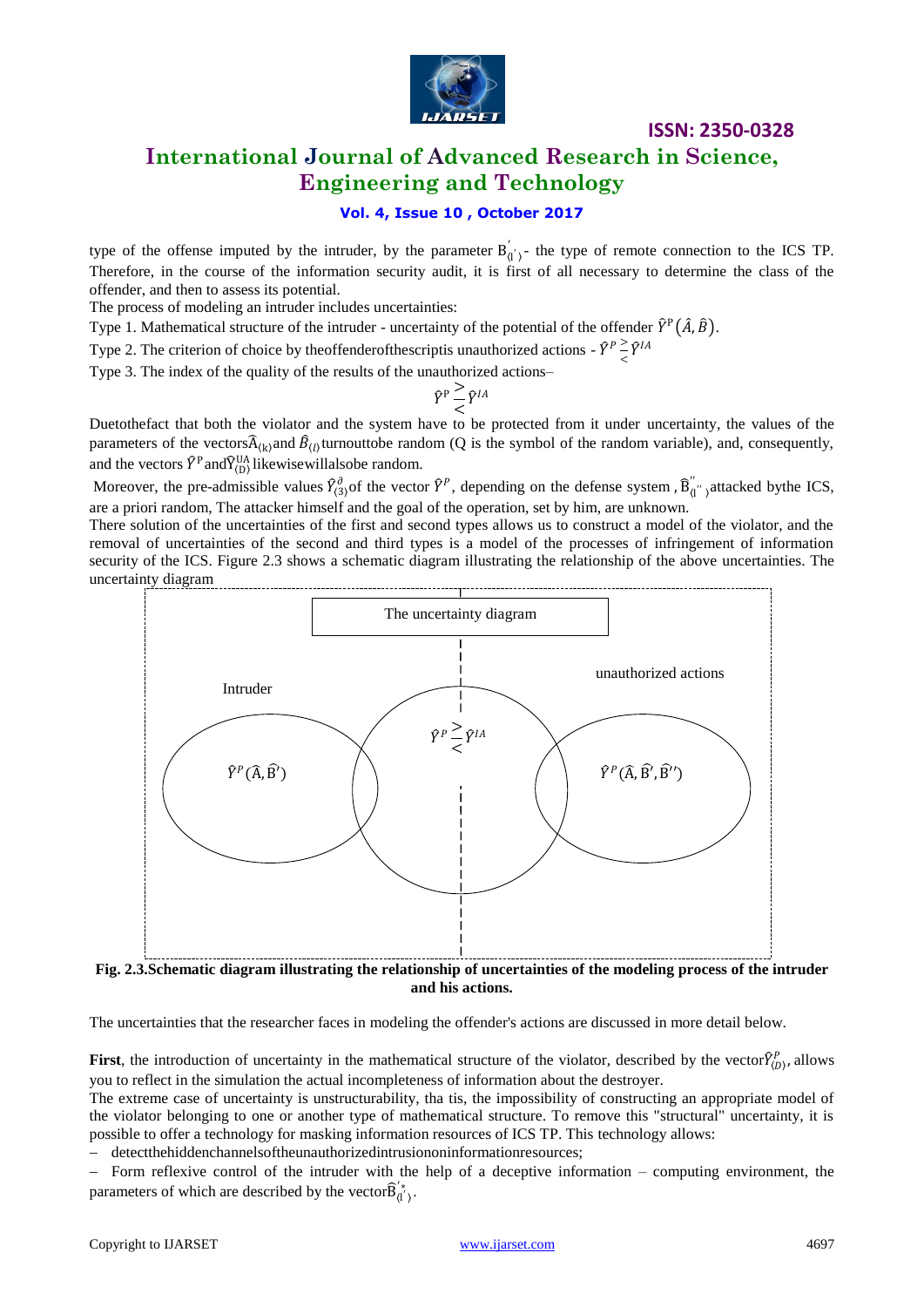type of the offense imputed by the intruder, by the parameter $B'_{\langle l' \rangle}$ - the type of remote connection to the ICS TP. Therefore, in the course of the information security audit, it is first of all necessary to determine the class of the offender, and then to assess its potential.

The process of modeling an intruder includes uncertainties:

Type 1. Mathematical structure of the intruder - uncertainty of the potential of the offender $\hat{Y}^{P}(\hat{A}, \hat{B})$.

Type 2. The criterion of choice by theoffenderofthescriptis unauthorized actions - $\hat{Y}^{P} \overset{\geq}{\underset{<}{=}} \hat{Y}^{IA}$

Type 3. The index of the quality of the results of the unauthorized actions–

$$\hat{Y}^{P} \overset{\geq}{\underset{<}{=}} \hat{Y}^{IA}$$

Duetothefact that both the violator and the system have to be protected from it under uncertainty, the values of the parameters of the vectors$\widehat{A}_{\langle k \rangle}$and $\hat{B}_{\langle l \rangle}$turnouttobe random (Q is the symbol of the random variable), and, consequently, and the vectors $\hat{Y}^{P}$ and$\hat{Y}^{UA}_{\langle D \rangle}$ likewisewillalsobe random.

Moreover, the pre-admissible values $\hat{Y}^{\partial}_{\langle 3 \rangle}$of the vector $\hat{Y}^{P}$, depending on the defense system , $\widehat{B}''_{\langle l'' \rangle}$attacked bythe ICS, are a priori random, The attacker himself and the goal of the operation, set by him, are unknown.

There solution of the uncertainties of the first and second types allows us to construct a model of the violator, and the removal of uncertainties of the second and third types is a model of the processes of infringement of information security of the ICS. Figure 2.3 shows a schematic diagram illustrating the relationship of the above uncertainties. The uncertainty diagram

The uncertainty diagram

Intruder: $\hat{Y}^{P}(\widehat{A}, \widehat{B}')$

$\hat{Y}^{P} \overset{\geq}{\underset{<}{=}} \hat{Y}^{IA}$

unauthorized actions: $\hat{Y}^{P}(\widehat{A}, \widehat{B}', \widehat{B}'')$

**Fig. 2.3.Schematic diagram illustrating the relationship of uncertainties of the modeling process of the intruder and his actions.**

The uncertainties that the researcher faces in modeling the offender's actions are discussed in more detail below.

**First**, the introduction of uncertainty in the mathematical structure of the violator, described by the vector$\hat{Y}^{P}_{\langle D \rangle}$, allows you to reflect in the simulation the actual incompleteness of information about the destroyer.

The extreme case of uncertainty is unstructurability, tha tis, the impossibility of constructing an appropriate model of the violator belonging to one or another type of mathematical structure. To remove this "structural" uncertainty, it is possible to offer a technology for masking information resources of ICS TP. This technology allows:

– detectthehiddenchannelsoftheunauthorizedintrusiononinformationresources;

– Form reflexive control of the intruder with the help of a deceptive information – computing environment, the parameters of which are described by the vector$\widehat{B}'^{*}_{\langle l' \rangle}$.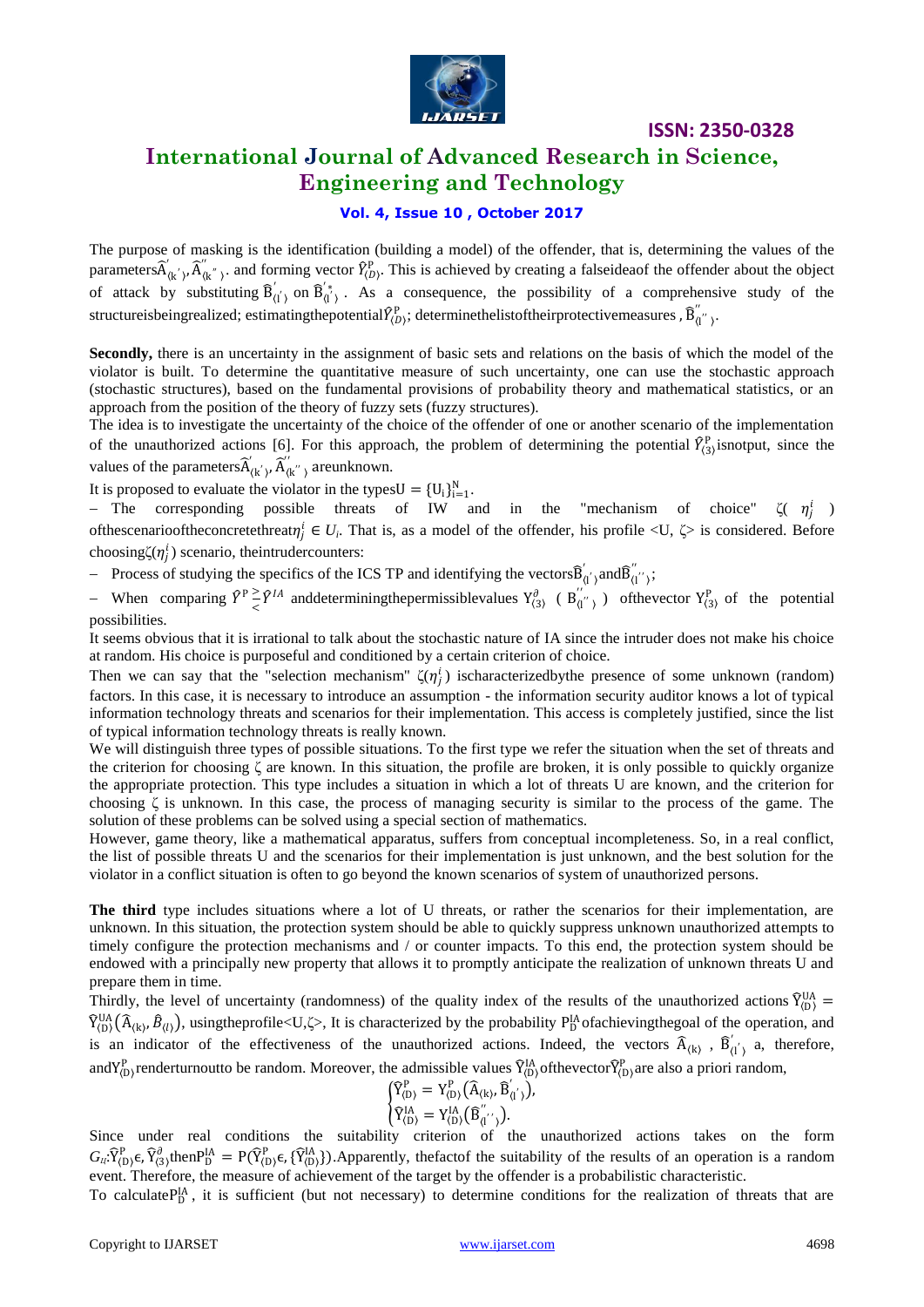The purpose of masking is the identification (building a model) of the offender, that is, determining the values of the parameters$\widehat{A}^{'}_{\langle k'\rangle}$, $\widehat{A}^{''}_{\langle k''\rangle}$. and forming vector $\hat{Y}^{P}_{\langle D\rangle}$. This is achieved by creating a falseideaof the offender about the object of attack by substituting $\widehat{B}^{'}_{\langle l'\rangle}$ on $\widehat{B}^{'*}_{\langle l'\rangle}$. As a consequence, the possibility of a comprehensive study of the structureisbeingrealized; estimatingthepotential$\hat{Y}^{P}_{\langle D\rangle}$; determinethelistoftheirprotectivemeasures , $\widehat{B}^{''}_{\langle l''\rangle}$.

**Secondly,** there is an uncertainty in the assignment of basic sets and relations on the basis of which the model of the violator is built. To determine the quantitative measure of such uncertainty, one can use the stochastic approach (stochastic structures), based on the fundamental provisions of probability theory and mathematical statistics, or an approach from the position of the theory of fuzzy sets (fuzzy structures).

The idea is to investigate the uncertainty of the choice of the offender of one or another scenario of the implementation of the unauthorized actions [6]. For this approach, the problem of determining the potential $\hat{Y}^{P}_{\langle 3\rangle}$isnotput, since the values of the parameters$\widehat{A}^{'}_{\langle k'\rangle}$, $\widehat{A}^{''}_{\langle k''\rangle}$ areunknown.

It is proposed to evaluate the violator in the types$U = \{U_i\}_{i=1}^{N}$.

– The corresponding possible threats of IW and in the "mechanism of choice" $\zeta(\eta_j^i)$ ofthescenariooftheconcretethreat$\eta_j^i \in U_i$. That is, as a model of the offender, his profile <U, ζ> is considered. Before choosing$\zeta(\eta_j^i)$ scenario, theintrudercounters:

– Process of studying the specifics of the ICS TP and identifying the vectors$\widehat{B}^{'}_{\langle l'\rangle}$and$\widehat{B}^{''}_{\langle l''\rangle}$;

– When comparing $\hat{Y}^{P} \gtreqless \hat{Y}^{IA}$ anddeterminingthepermissiblevalues $Y^{\partial}_{\langle 3\rangle}$ ( $B^{''}_{\langle l''\rangle}$ ) ofthevector $Y^{P}_{\langle 3\rangle}$ of the potential possibilities.

It seems obvious that it is irrational to talk about the stochastic nature of IA since the intruder does not make his choice at random. His choice is purposeful and conditioned by a certain criterion of choice.

Then we can say that the "selection mechanism" $\zeta(\eta_j^i)$ ischaracterizedbythe presence of some unknown (random) factors. In this case, it is necessary to introduce an assumption - the information security auditor knows a lot of typical information technology threats and scenarios for their implementation. This access is completely justified, since the list of typical information technology threats is really known.

We will distinguish three types of possible situations. To the first type we refer the situation when the set of threats and the criterion for choosing ζ are known. In this situation, the profile are broken, it is only possible to quickly organize the appropriate protection. This type includes a situation in which a lot of threats U are known, and the criterion for choosing ζ is unknown. In this case, the process of managing security is similar to the process of the game. The solution of these problems can be solved using a special section of mathematics.

However, game theory, like a mathematical apparatus, suffers from conceptual incompleteness. So, in a real conflict, the list of possible threats U and the scenarios for their implementation is just unknown, and the best solution for the violator in a conflict situation is often to go beyond the known scenarios of system of unauthorized persons.

**The third** type includes situations where a lot of U threats, or rather the scenarios for their implementation, are unknown. In this situation, the protection system should be able to quickly suppress unknown unauthorized attempts to timely configure the protection mechanisms and / or counter impacts. To this end, the protection system should be endowed with a principally new property that allows it to promptly anticipate the realization of unknown threats U and prepare them in time.

Thirdly, the level of uncertainty (randomness) of the quality index of the results of the unauthorized actions $\widehat{Y}^{UA}_{\langle D\rangle} = \widehat{Y}^{UA}_{\langle D\rangle}(\widehat{A}_{\langle k\rangle}, \hat{B}_{\langle l\rangle})$, usingtheprofile<U,ζ>, It is characterized by the probability $P^{IA}_{D}$ofachievingthegoal of the operation, and is an indicator of the effectiveness of the unauthorized actions. Indeed, the vectors $\widehat{A}_{\langle k\rangle}$ , $\widehat{B}^{'}_{\langle l'\rangle}$ a, therefore, and$Y^{P}_{\langle D\rangle}$renderturnoutto be random. Moreover, the admissible values $\widehat{Y}^{IA}_{\langle D\rangle}$ofthevector$\widehat{Y}^{P}_{\langle D\rangle}$are also a priori random,

$$\begin{cases} \widehat{Y}^{P}_{\langle D\rangle} = Y^{P}_{\langle D\rangle}\left(\widehat{A}_{\langle k\rangle}, \widehat{B}^{'}_{\langle l'\rangle}\right), \\ \widehat{Y}^{IA}_{\langle D\rangle} = Y^{IA}_{\langle D\rangle}\left(\widehat{B}^{''}_{\langle l''\rangle}\right). \end{cases}$$

Since under real conditions the suitability criterion of the unauthorized actions takes on the form $G_{u}$:$\widehat{Y}^{P}_{\langle D\rangle}\epsilon, \widehat{Y}^{\partial}_{\langle 3\rangle}$then$P^{IA}_{D} = P(\widehat{Y}^{P}_{\langle D\rangle}\epsilon, \{\widehat{Y}^{IA}_{\langle D\rangle}\})$.Apparently, thefactof the suitability of the results of an operation is a random event. Therefore, the measure of achievement of the target by the offender is a probabilistic characteristic.

To calculate$P^{IA}_{D}$, it is sufficient (but not necessary) to determine conditions for the realization of threats that are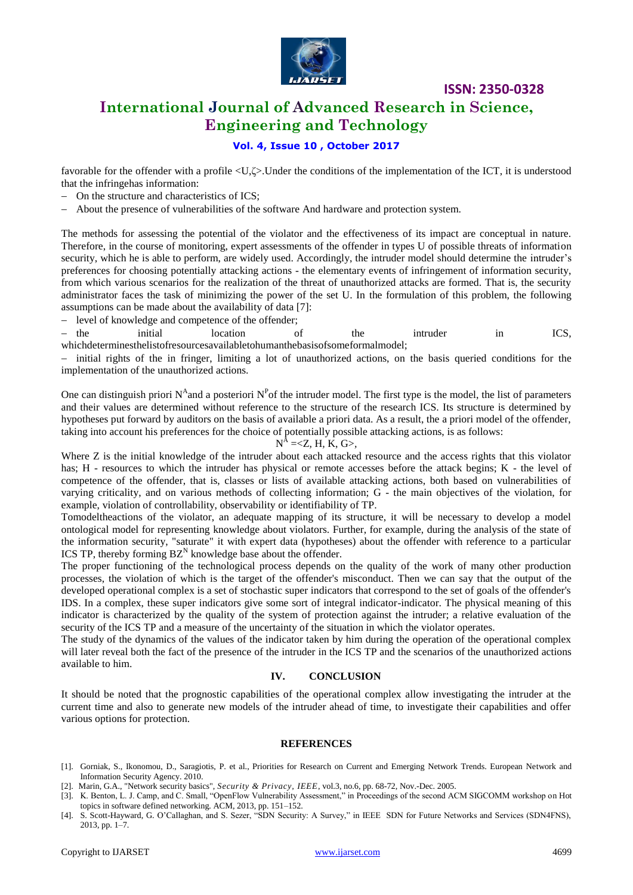favorable for the offender with a profile <U,ζ>.Under the conditions of the implementation of the ICT, it is understood that the infringehas information:

- On the structure and characteristics of ICS;
- About the presence of vulnerabilities of the software And hardware and protection system.

The methods for assessing the potential of the violator and the effectiveness of its impact are conceptual in nature. Therefore, in the course of monitoring, expert assessments of the offender in types U of possible threats of information security, which he is able to perform, are widely used. Accordingly, the intruder model should determine the intruder's preferences for choosing potentially attacking actions - the elementary events of infringement of information security, from which various scenarios for the realization of the threat of unauthorized attacks are formed. That is, the security administrator faces the task of minimizing the power of the set U. In the formulation of this problem, the following assumptions can be made about the availability of data [7]:

- level of knowledge and competence of the offender;
- the initial location of the intruder in ICS, whichdeterminesthelistofresourcesavailabletohumanthebasisofsomeformalmodel;
- initial rights of the in fringer, limiting a lot of unauthorized actions, on the basis queried conditions for the implementation of the unauthorized actions.

One can distinguish priori $N^A$and a posteriori $N^P$of the intruder model. The first type is the model, the list of parameters and their values are determined without reference to the structure of the research ICS. Its structure is determined by hypotheses put forward by auditors on the basis of available a priori data. As a result, the a priori model of the offender, taking into account his preferences for the choice of potentially possible attacking actions, is as follows:

$$N^A = <Z, H, K, G>,$$

Where Z is the initial knowledge of the intruder about each attacked resource and the access rights that this violator has; H - resources to which the intruder has physical or remote accesses before the attack begins; K - the level of competence of the offender, that is, classes or lists of available attacking actions, both based on vulnerabilities of varying criticality, and on various methods of collecting information; G - the main objectives of the violation, for example, violation of controllability, observability or identifiability of TP.

Tomodeltheactions of the violator, an adequate mapping of its structure, it will be necessary to develop a model ontological model for representing knowledge about violators. Further, for example, during the analysis of the state of the information security, "saturate" it with expert data (hypotheses) about the offender with reference to a particular ICS TP, thereby forming $BZ^N$ knowledge base about the offender.

The proper functioning of the technological process depends on the quality of the work of many other production processes, the violation of which is the target of the offender's misconduct. Then we can say that the output of the developed operational complex is a set of stochastic super indicators that correspond to the set of goals of the offender's IDS. In a complex, these super indicators give some sort of integral indicator-indicator. The physical meaning of this indicator is characterized by the quality of the system of protection against the intruder; a relative evaluation of the security of the ICS TP and a measure of the uncertainty of the situation in which the violator operates.

The study of the dynamics of the values of the indicator taken by him during the operation of the operational complex will later reveal both the fact of the presence of the intruder in the ICS TP and the scenarios of the unauthorized actions available to him.

## IV. CONCLUSION

It should be noted that the prognostic capabilities of the operational complex allow investigating the intruder at the current time and also to generate new models of the intruder ahead of time, to investigate their capabilities and offer various options for protection.

## REFERENCES

[1]. Gorniak, S., Ikonomou, D., Saragiotis, P. et al., Priorities for Research on Current and Emerging Network Trends. European Network and Information Security Agency. 2010.

[2]. Marin, G.A., "Network security basics", *Security & Privacy, IEEE*, vol.3, no.6, pp. 68-72, Nov.-Dec. 2005.

[3]. K. Benton, L. J. Camp, and C. Small, "OpenFlow Vulnerability Assessment," in Proceedings of the second ACM SIGCOMM workshop on Hot topics in software defined networking. ACM, 2013, pp. 151–152.

[4]. S. Scott-Hayward, G. O'Callaghan, and S. Sezer, "SDN Security: A Survey," in IEEE SDN for Future Networks and Services (SDN4FNS), 2013, pp. 1–7.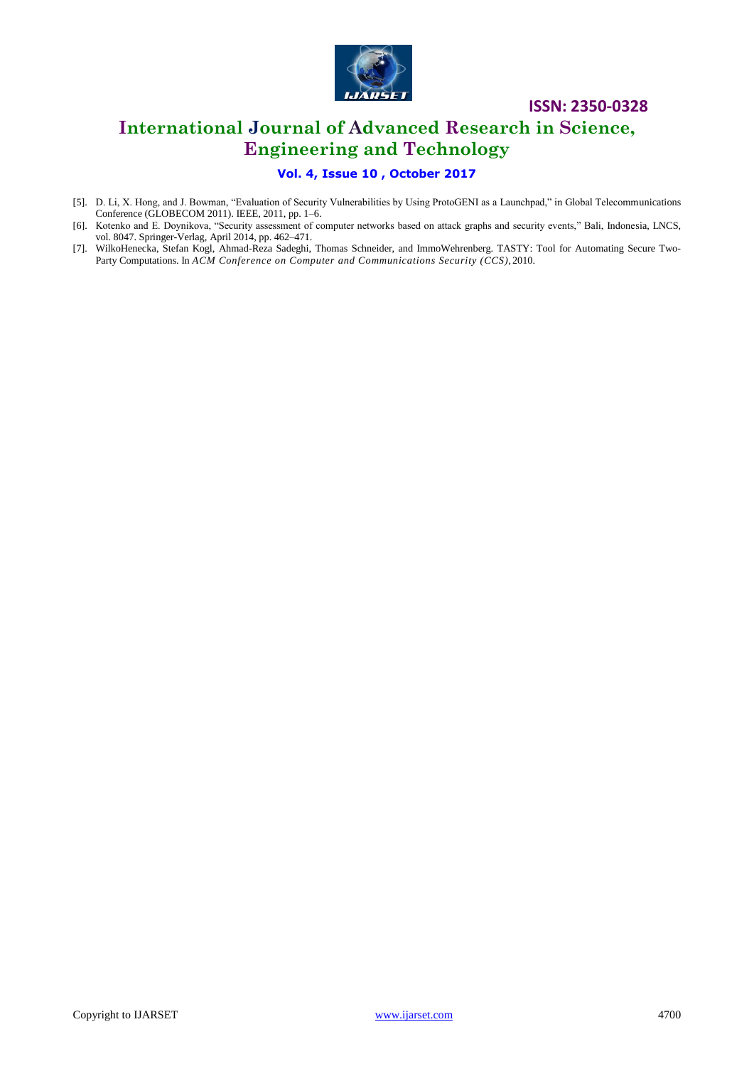[5]. D. Li, X. Hong, and J. Bowman, "Evaluation of Security Vulnerabilities by Using ProtoGENI as a Launchpad," in Global Telecommunications Conference (GLOBECOM 2011). IEEE, 2011, pp. 1–6.

[6]. Kotenko and E. Doynikova, "Security assessment of computer networks based on attack graphs and security events," Bali, Indonesia, LNCS, vol. 8047. Springer-Verlag, April 2014, pp. 462–471.

[7]. WilkoHenecka, Stefan Kogl, Ahmad-Reza Sadeghi, Thomas Schneider, and ImmoWehrenberg. TASTY: Tool for Automating Secure Two-Party Computations. In *ACM Conference on Computer and Communications Security (CCS)*, 2010.